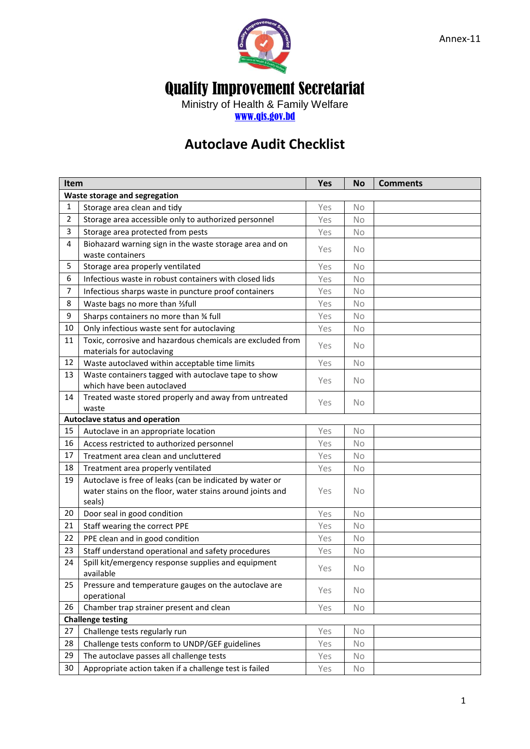Annex-11

# Quality Improvement Secretariat

Ministry of Health & Family Welfare

www.qis.gov.bd

## Autoclave Audit Checklist

| Item | | Yes | No | Comments |
|---|---|---|---|---|
| **Waste storage and segregation** | | | | |
| 1 | Storage area clean and tidy | Yes | No | |
| 2 | Storage area accessible only to authorized personnel | Yes | No | |
| 3 | Storage area protected from pests | Yes | No | |
| 4 | Biohazard warning sign in the waste storage area and on waste containers | Yes | No | |
| 5 | Storage area properly ventilated | Yes | No | |
| 6 | Infectious waste in robust containers with closed lids | Yes | No | |
| 7 | Infectious sharps waste in puncture proof containers | Yes | No | |
| 8 | Waste bags no more than ⅔full | Yes | No | |
| 9 | Sharps containers no more than ¾ full | Yes | No | |
| 10 | Only infectious waste sent for autoclaving | Yes | No | |
| 11 | Toxic, corrosive and hazardous chemicals are excluded from materials for autoclaving | Yes | No | |
| 12 | Waste autoclaved within acceptable time limits | Yes | No | |
| 13 | Waste containers tagged with autoclave tape to show which have been autoclaved | Yes | No | |
| 14 | Treated waste stored properly and away from untreated waste | Yes | No | |
| **Autoclave status and operation** | | | | |
| 15 | Autoclave in an appropriate location | Yes | No | |
| 16 | Access restricted to authorized personnel | Yes | No | |
| 17 | Treatment area clean and uncluttered | Yes | No | |
| 18 | Treatment area properly ventilated | Yes | No | |
| 19 | Autoclave is free of leaks (can be indicated by water or water stains on the floor, water stains around joints and seals) | Yes | No | |
| 20 | Door seal in good condition | Yes | No | |
| 21 | Staff wearing the correct PPE | Yes | No | |
| 22 | PPE clean and in good condition | Yes | No | |
| 23 | Staff understand operational and safety procedures | Yes | No | |
| 24 | Spill kit/emergency response supplies and equipment available | Yes | No | |
| 25 | Pressure and temperature gauges on the autoclave are operational | Yes | No | |
| 26 | Chamber trap strainer present and clean | Yes | No | |
| **Challenge testing** | | | | |
| 27 | Challenge tests regularly run | Yes | No | |
| 28 | Challenge tests conform to UNDP/GEF guidelines | Yes | No | |
| 29 | The autoclave passes all challenge tests | Yes | No | |
| 30 | Appropriate action taken if a challenge test is failed | Yes | No | |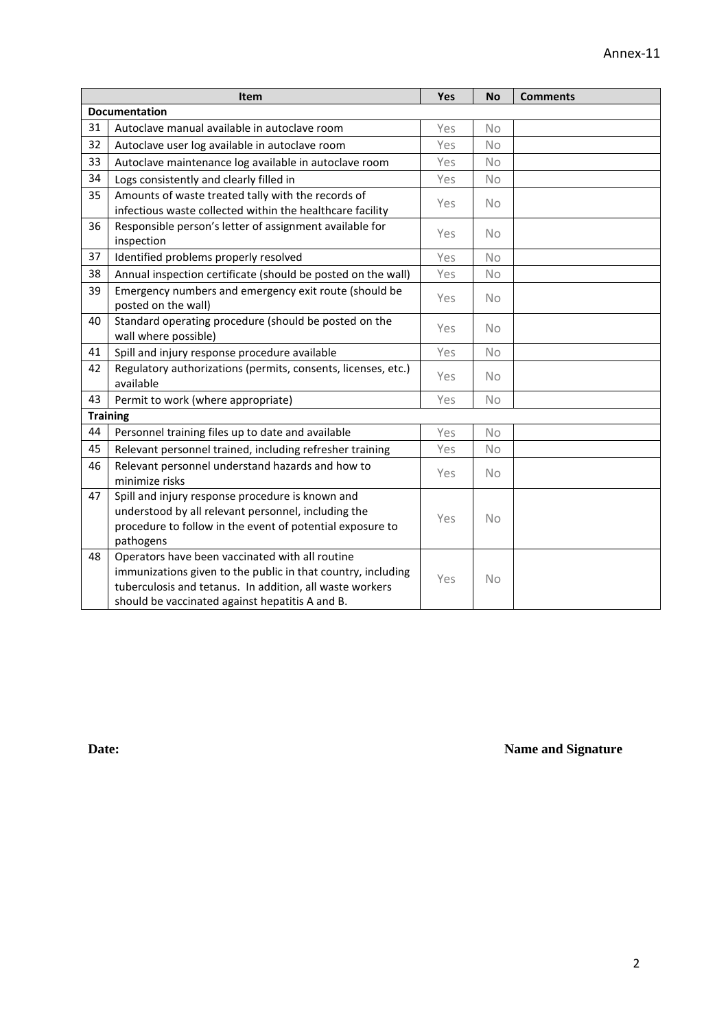Annex-11

| | Item | Yes | No | Comments |
|---|---|---|---|---|
| **Documentation** | | | | |
| 31 | Autoclave manual available in autoclave room | Yes | No | |
| 32 | Autoclave user log available in autoclave room | Yes | No | |
| 33 | Autoclave maintenance log available in autoclave room | Yes | No | |
| 34 | Logs consistently and clearly filled in | Yes | No | |
| 35 | Amounts of waste treated tally with the records of infectious waste collected within the healthcare facility | Yes | No | |
| 36 | Responsible person's letter of assignment available for inspection | Yes | No | |
| 37 | Identified problems properly resolved | Yes | No | |
| 38 | Annual inspection certificate (should be posted on the wall) | Yes | No | |
| 39 | Emergency numbers and emergency exit route (should be posted on the wall) | Yes | No | |
| 40 | Standard operating procedure (should be posted on the wall where possible) | Yes | No | |
| 41 | Spill and injury response procedure available | Yes | No | |
| 42 | Regulatory authorizations (permits, consents, licenses, etc.) available | Yes | No | |
| 43 | Permit to work (where appropriate) | Yes | No | |
| **Training** | | | | |
| 44 | Personnel training files up to date and available | Yes | No | |
| 45 | Relevant personnel trained, including refresher training | Yes | No | |
| 46 | Relevant personnel understand hazards and how to minimize risks | Yes | No | |
| 47 | Spill and injury response procedure is known and understood by all relevant personnel, including the procedure to follow in the event of potential exposure to pathogens | Yes | No | |
| 48 | Operators have been vaccinated with all routine immunizations given to the public in that country, including tuberculosis and tetanus. In addition, all waste workers should be vaccinated against hepatitis A and B. | Yes | No | |

**Date:** **Name and Signature**